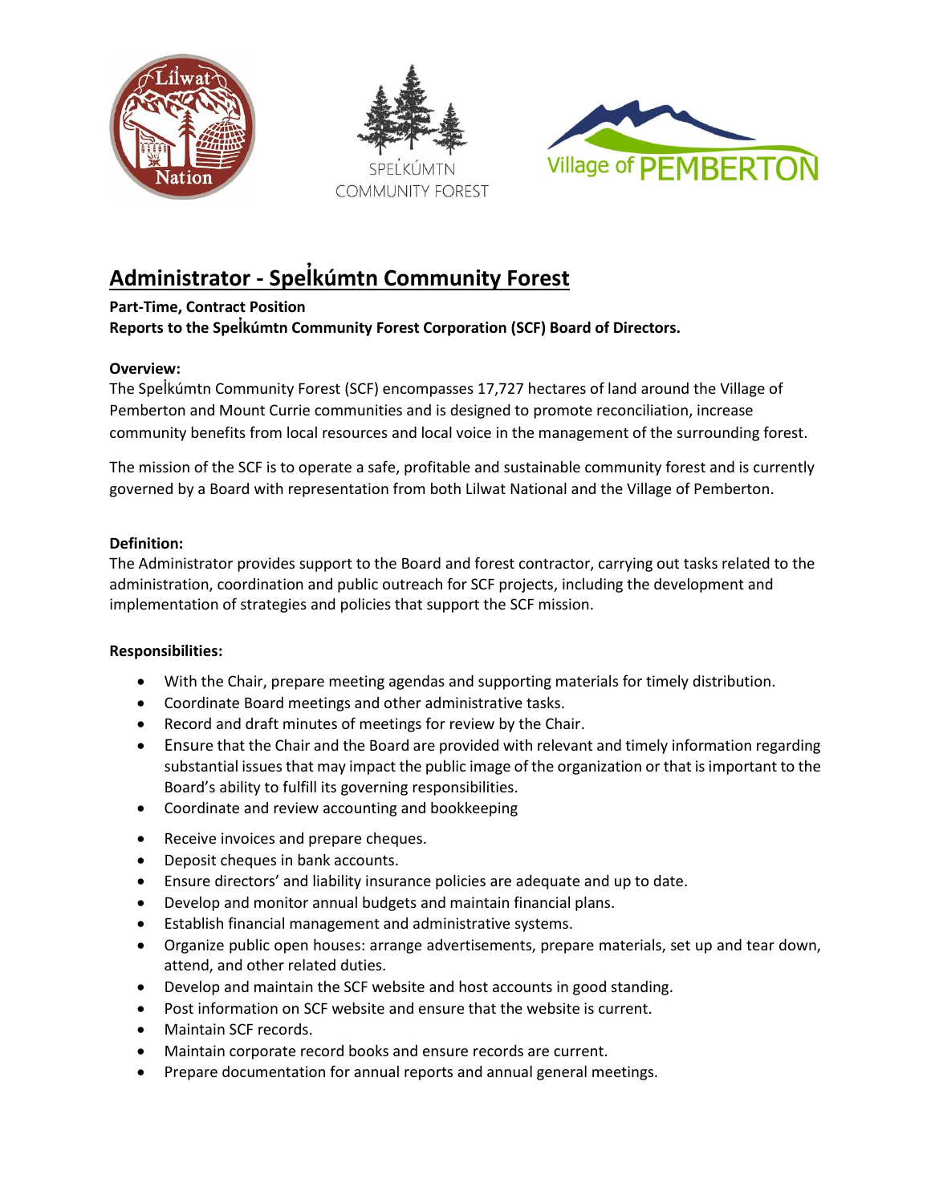# Administrator - Spel̓kúmtn Community Forest

**Part-Time, Contract Position**
**Reports to the Spel̓kúmtn Community Forest Corporation (SCF) Board of Directors.**

**Overview:**
The Spel̓kúmtn Community Forest (SCF) encompasses 17,727 hectares of land around the Village of Pemberton and Mount Currie communities and is designed to promote reconciliation, increase community benefits from local resources and local voice in the management of the surrounding forest.

The mission of the SCF is to operate a safe, profitable and sustainable community forest and is currently governed by a Board with representation from both Lilwat National and the Village of Pemberton.

**Definition:**
The Administrator provides support to the Board and forest contractor, carrying out tasks related to the administration, coordination and public outreach for SCF projects, including the development and implementation of strategies and policies that support the SCF mission.

**Responsibilities:**

- With the Chair, prepare meeting agendas and supporting materials for timely distribution.
- Coordinate Board meetings and other administrative tasks.
- Record and draft minutes of meetings for review by the Chair.
- Ensure that the Chair and the Board are provided with relevant and timely information regarding substantial issues that may impact the public image of the organization or that is important to the Board's ability to fulfill its governing responsibilities.
- Coordinate and review accounting and bookkeeping
- Receive invoices and prepare cheques.
- Deposit cheques in bank accounts.
- Ensure directors' and liability insurance policies are adequate and up to date.
- Develop and monitor annual budgets and maintain financial plans.
- Establish financial management and administrative systems.
- Organize public open houses: arrange advertisements, prepare materials, set up and tear down, attend, and other related duties.
- Develop and maintain the SCF website and host accounts in good standing.
- Post information on SCF website and ensure that the website is current.
- Maintain SCF records.
- Maintain corporate record books and ensure records are current.
- Prepare documentation for annual reports and annual general meetings.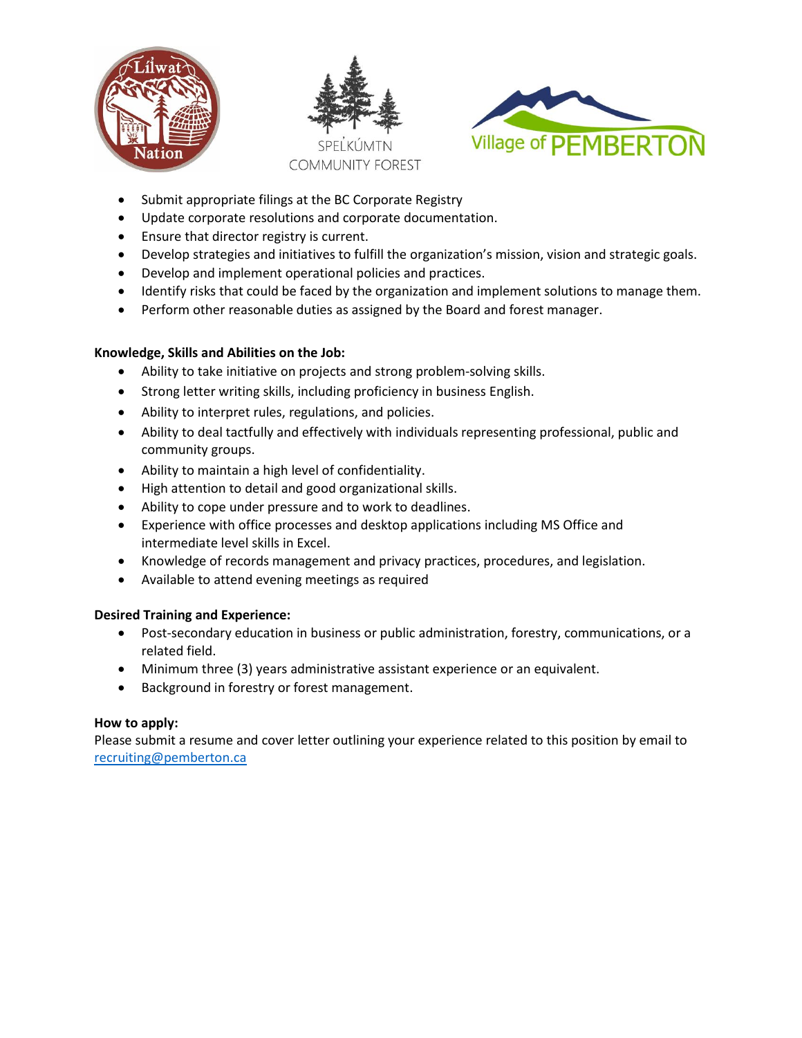- Submit appropriate filings at the BC Corporate Registry
- Update corporate resolutions and corporate documentation.
- Ensure that director registry is current.
- Develop strategies and initiatives to fulfill the organization's mission, vision and strategic goals.
- Develop and implement operational policies and practices.
- Identify risks that could be faced by the organization and implement solutions to manage them.
- Perform other reasonable duties as assigned by the Board and forest manager.

**Knowledge, Skills and Abilities on the Job:**

- Ability to take initiative on projects and strong problem-solving skills.
- Strong letter writing skills, including proficiency in business English.
- Ability to interpret rules, regulations, and policies.
- Ability to deal tactfully and effectively with individuals representing professional, public and community groups.
- Ability to maintain a high level of confidentiality.
- High attention to detail and good organizational skills.
- Ability to cope under pressure and to work to deadlines.
- Experience with office processes and desktop applications including MS Office and intermediate level skills in Excel.
- Knowledge of records management and privacy practices, procedures, and legislation.
- Available to attend evening meetings as required

**Desired Training and Experience:**

- Post-secondary education in business or public administration, forestry, communications, or a related field.
- Minimum three (3) years administrative assistant experience or an equivalent.
- Background in forestry or forest management.

**How to apply:**

Please submit a resume and cover letter outlining your experience related to this position by email to recruiting@pemberton.ca